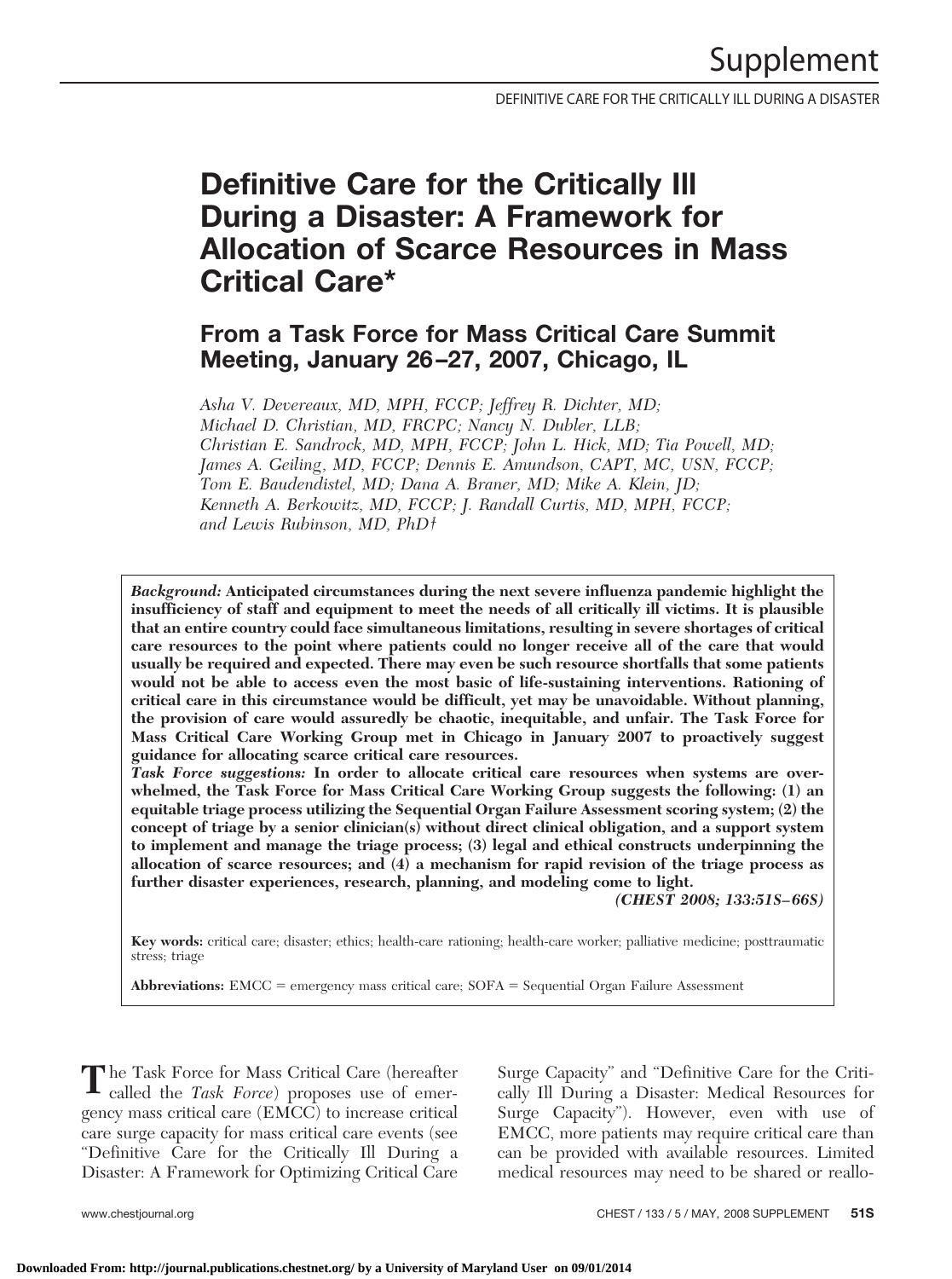DEFINITIVE CARE FOR THE CRITICALLY ILL DURING A DISASTER

# **Definitive Care for the Critically Ill During a Disaster: A Framework for Allocation of Scarce Resources in Mass Critical Care\***

## **From a Task Force for Mass Critical Care Summit Meeting, January 26 –27, 2007, Chicago, IL**

*Asha V. Devereaux, MD, MPH, FCCP; Jeffrey R. Dichter, MD; Michael D. Christian, MD, FRCPC; Nancy N. Dubler, LLB; Christian E. Sandrock, MD, MPH, FCCP; John L. Hick, MD; Tia Powell, MD; James A. Geiling, MD, FCCP; Dennis E. Amundson, CAPT, MC, USN, FCCP; Tom E. Baudendistel, MD; Dana A. Braner, MD; Mike A. Klein, JD; Kenneth A. Berkowitz, MD, FCCP; J. Randall Curtis, MD, MPH, FCCP; and Lewis Rubinson, MD, PhD†*

*Background:* **Anticipated circumstances during the next severe influenza pandemic highlight the insufficiency of staff and equipment to meet the needs of all critically ill victims. It is plausible that an entire country could face simultaneous limitations, resulting in severe shortages of critical care resources to the point where patients could no longer receive all of the care that would usually be required and expected. There may even be such resource shortfalls that some patients would not be able to access even the most basic of life-sustaining interventions. Rationing of critical care in this circumstance would be difficult, yet may be unavoidable. Without planning, the provision of care would assuredly be chaotic, inequitable, and unfair. The Task Force for Mass Critical Care Working Group met in Chicago in January 2007 to proactively suggest guidance for allocating scarce critical care resources.**

*Task Force suggestions:* **In order to allocate critical care resources when systems are overwhelmed, the Task Force for Mass Critical Care Working Group suggests the following: (1) an equitable triage process utilizing the Sequential Organ Failure Assessment scoring system; (2) the concept of triage by a senior clinician(s) without direct clinical obligation, and a support system to implement and manage the triage process; (3) legal and ethical constructs underpinning the allocation of scarce resources; and (4) a mechanism for rapid revision of the triage process as further disaster experiences, research, planning, and modeling come to light.**

*(CHEST 2008; 133:51S– 66S)*

**Key words:** critical care; disaster; ethics; health-care rationing; health-care worker; palliative medicine; posttraumatic stress; triage

Abbreviations: EMCC = emergency mass critical care; SOFA = Sequential Organ Failure Assessment

**T**he Task Force for Mass Critical Care (hereafter called the *Task Force*) proposes use of emergency mass critical care (EMCC) to increase critical care surge capacity for mass critical care events (see "Definitive Care for the Critically Ill During a Disaster: A Framework for Optimizing Critical Care

Surge Capacity" and "Definitive Care for the Critically Ill During a Disaster: Medical Resources for Surge Capacity"). However, even with use of EMCC, more patients may require critical care than can be provided with available resources. Limited medical resources may need to be shared or reallo-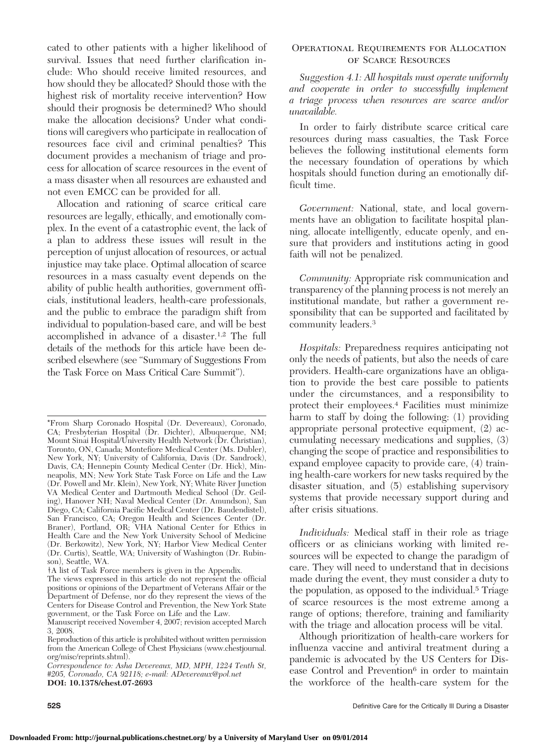cated to other patients with a higher likelihood of survival. Issues that need further clarification include: Who should receive limited resources, and how should they be allocated? Should those with the highest risk of mortality receive intervention? How should their prognosis be determined? Who should make the allocation decisions? Under what conditions will caregivers who participate in reallocation of resources face civil and criminal penalties? This document provides a mechanism of triage and process for allocation of scarce resources in the event of a mass disaster when all resources are exhausted and not even EMCC can be provided for all.

Allocation and rationing of scarce critical care resources are legally, ethically, and emotionally complex. In the event of a catastrophic event, the lack of a plan to address these issues will result in the perception of unjust allocation of resources, or actual injustice may take place. Optimal allocation of scarce resources in a mass casualty event depends on the ability of public health authorities, government officials, institutional leaders, health-care professionals, and the public to embrace the paradigm shift from individual to population-based care, and will be best accomplished in advance of a disaster.1,2 The full details of the methods for this article have been described elsewhere (see "Summary of Suggestions From the Task Force on Mass Critical Care Summit").

†A list of Task Force members is given in the Appendix.

The views expressed in this article do not represent the official positions or opinions of the Department of Veterans Affair or the Department of Defense, nor do they represent the views of the Centers for Disease Control and Prevention, the New York State government, or the Task Force on Life and the Law.

Manuscript received November 4, 2007; revision accepted March 3, 2008.

## Operational Requirements for Allocation of Scarce Resources

*Suggestion 4.1: All hospitals must operate uniformly and cooperate in order to successfully implement a triage process when resources are scarce and/or unavailable.*

In order to fairly distribute scarce critical care resources during mass casualties, the Task Force believes the following institutional elements form the necessary foundation of operations by which hospitals should function during an emotionally difficult time.

*Government:* National, state, and local governments have an obligation to facilitate hospital planning, allocate intelligently, educate openly, and ensure that providers and institutions acting in good faith will not be penalized.

*Community:* Appropriate risk communication and transparency of the planning process is not merely an institutional mandate, but rather a government responsibility that can be supported and facilitated by community leaders.3

*Hospitals:* Preparedness requires anticipating not only the needs of patients, but also the needs of care providers. Health-care organizations have an obligation to provide the best care possible to patients under the circumstances, and a responsibility to protect their employees.4 Facilities must minimize harm to staff by doing the following: (1) providing appropriate personal protective equipment, (2) accumulating necessary medications and supplies, (3) changing the scope of practice and responsibilities to expand employee capacity to provide care, (4) training health-care workers for new tasks required by the disaster situation, and (5) establishing supervisory systems that provide necessary support during and after crisis situations.

*Individuals:* Medical staff in their role as triage officers or as clinicians working with limited resources will be expected to change the paradigm of care. They will need to understand that in decisions made during the event, they must consider a duty to the population, as opposed to the individual.<sup>5</sup> Triage of scarce resources is the most extreme among a range of options; therefore, training and familiarity with the triage and allocation process will be vital.

Although prioritization of health-care workers for influenza vaccine and antiviral treatment during a pandemic is advocated by the US Centers for Disease Control and Prevention<sup>6</sup> in order to maintain the workforce of the health-care system for the

<sup>\*</sup>From Sharp Coronado Hospital (Dr. Devereaux), Coronado, CA; Presbyterian Hospital (Dr. Dichter), Albuquerque, NM; Mount Sinai Hospital/University Health Network (Dr. Christian), Toronto, ON, Canada; Montefiore Medical Center (Ms. Dubler), New York, NY; University of California, Davis (Dr. Sandrock), Davis, CA; Hennepin County Medical Center (Dr. Hick), Minneapolis, MN; New York State Task Force on Life and the Law (Dr. Powell and Mr. Klein), New York, NY; White River Junction VA Medical Center and Dartmouth Medical School (Dr. Geiling), Hanover NH; Naval Medical Center (Dr. Amundson), San Diego, CA; California Pacific Medical Center (Dr. Baudendistel), San Francisco, CA; Oregon Health and Sciences Center (Dr. Braner), Portland, OR; VHA National Center for Ethics in Health Care and the New York University School of Medicine (Dr. Berkowitz), New York, NY; Harbor View Medical Center (Dr. Curtis), Seattle, WA; University of Washington (Dr. Rubinson), Seattle, WA.

Reproduction of this article is prohibited without written permission from the American College of Chest Physicians (www.chestjournal. org/misc/reprints.shtml).

*Correspondence to: Asha Devereaux, MD, MPH, 1224 Tenth St, #205, Coronado, CA 92118; e-mail: ADevereaux@pol.net* **DOI: 10.1378/chest.07-2693**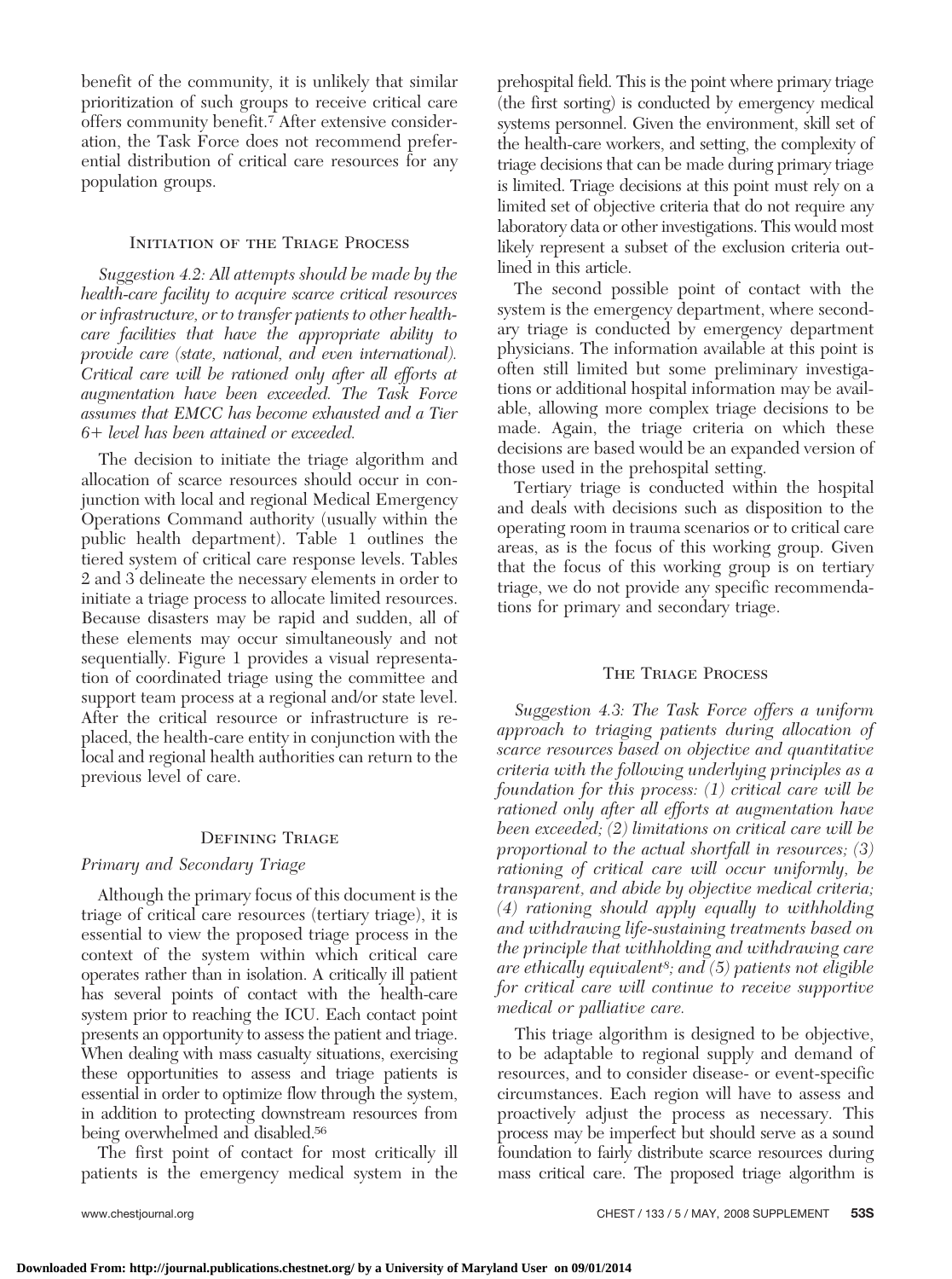benefit of the community, it is unlikely that similar prioritization of such groups to receive critical care offers community benefit.7 After extensive consideration, the Task Force does not recommend preferential distribution of critical care resources for any population groups.

## Initiation of the Triage Process

*Suggestion 4.2: All attempts should be made by the health-care facility to acquire scarce critical resources or infrastructure, or to transfer patients to other healthcare facilities that have the appropriate ability to provide care (state, national, and even international). Critical care will be rationed only after all efforts at augmentation have been exceeded. The Task Force assumes that EMCC has become exhausted and a Tier 6*- *level has been attained or exceeded.*

The decision to initiate the triage algorithm and allocation of scarce resources should occur in conjunction with local and regional Medical Emergency Operations Command authority (usually within the public health department). Table 1 outlines the tiered system of critical care response levels. Tables 2 and 3 delineate the necessary elements in order to initiate a triage process to allocate limited resources. Because disasters may be rapid and sudden, all of these elements may occur simultaneously and not sequentially. Figure 1 provides a visual representation of coordinated triage using the committee and support team process at a regional and/or state level. After the critical resource or infrastructure is replaced, the health-care entity in conjunction with the local and regional health authorities can return to the previous level of care.

### Defining Triage

## *Primary and Secondary Triage*

Although the primary focus of this document is the triage of critical care resources (tertiary triage), it is essential to view the proposed triage process in the context of the system within which critical care operates rather than in isolation. A critically ill patient has several points of contact with the health-care system prior to reaching the ICU. Each contact point presents an opportunity to assess the patient and triage. When dealing with mass casualty situations, exercising these opportunities to assess and triage patients is essential in order to optimize flow through the system, in addition to protecting downstream resources from being overwhelmed and disabled.56

The first point of contact for most critically ill patients is the emergency medical system in the

prehospital field. This is the point where primary triage (the first sorting) is conducted by emergency medical systems personnel. Given the environment, skill set of the health-care workers, and setting, the complexity of triage decisions that can be made during primary triage is limited. Triage decisions at this point must rely on a limited set of objective criteria that do not require any laboratory data or other investigations. This would most likely represent a subset of the exclusion criteria outlined in this article.

The second possible point of contact with the system is the emergency department, where secondary triage is conducted by emergency department physicians. The information available at this point is often still limited but some preliminary investigations or additional hospital information may be available, allowing more complex triage decisions to be made. Again, the triage criteria on which these decisions are based would be an expanded version of those used in the prehospital setting.

Tertiary triage is conducted within the hospital and deals with decisions such as disposition to the operating room in trauma scenarios or to critical care areas, as is the focus of this working group. Given that the focus of this working group is on tertiary triage, we do not provide any specific recommendations for primary and secondary triage.

### The Triage Process

*Suggestion 4.3: The Task Force offers a uniform approach to triaging patients during allocation of scarce resources based on objective and quantitative criteria with the following underlying principles as a foundation for this process: (1) critical care will be rationed only after all efforts at augmentation have been exceeded; (2) limitations on critical care will be proportional to the actual shortfall in resources; (3) rationing of critical care will occur uniformly, be transparent, and abide by objective medical criteria; (4) rationing should apply equally to withholding and withdrawing life-sustaining treatments based on the principle that withholding and withdrawing care are ethically equivalent8; and (5) patients not eligible for critical care will continue to receive supportive medical or palliative care.*

This triage algorithm is designed to be objective, to be adaptable to regional supply and demand of resources, and to consider disease- or event-specific circumstances. Each region will have to assess and proactively adjust the process as necessary. This process may be imperfect but should serve as a sound foundation to fairly distribute scarce resources during mass critical care. The proposed triage algorithm is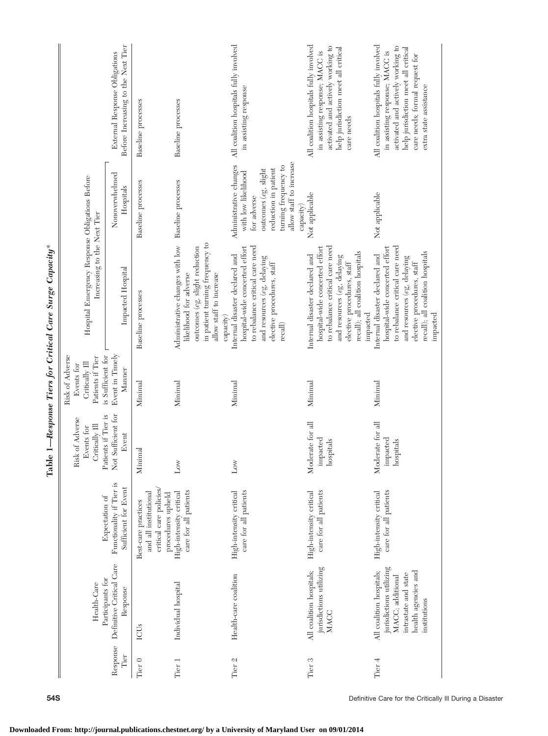|                                                                                          | Before Increasing to the Next Tier<br>External Response Obligations | Baseline processes                                                                           | Baseline processes                                                                                                                                                                        | All coalition hospitals fully involved<br>in assisting response                                                                                                                      | All coalition hospitals fully involved<br>activated and actively working to<br>help jurisdiction meet all critical<br>in assisting response; MACC is<br>care needs                                               | All coalition hospitals fully involved<br>activated and actively working to<br>help jurisdiction meet all critical<br>in assisting response; MACC is<br>care needs; formal request for<br>extra state assistance |
|------------------------------------------------------------------------------------------|---------------------------------------------------------------------|----------------------------------------------------------------------------------------------|-------------------------------------------------------------------------------------------------------------------------------------------------------------------------------------------|--------------------------------------------------------------------------------------------------------------------------------------------------------------------------------------|------------------------------------------------------------------------------------------------------------------------------------------------------------------------------------------------------------------|------------------------------------------------------------------------------------------------------------------------------------------------------------------------------------------------------------------|
|                                                                                          | Nonoverwhelmed<br>Hospitals                                         | Baseline processes                                                                           |                                                                                                                                                                                           | allow staff to increase<br>Administrative changes<br>tuming frequency to<br>reduction in patient<br>outcomes $(e$ g, slight<br>with low likelihood<br>for adverse<br>capacity)       | Not applicable                                                                                                                                                                                                   | Not applicable                                                                                                                                                                                                   |
| Hospital Emergency Response Obligations Before<br>Increasing to the Next Tier            | Impacted Hospital                                                   | Baseline processes                                                                           | Administrative changes with low Baseline processes<br>in patient turning frequency to<br>outcomes (eg, slight reduction<br>allow staff to increase<br>likelihood for adverse<br>capacity) | to rebalance critical care need<br>hospital-wide concerted effort<br>Internal disaster declared and<br>and resources (eg, delaying<br>elective procedures, staff<br>$_{\rm recall})$ | to rebalance critical care need<br>hospital-wide concerted effort<br>recall); all coalition hospitals<br>Internal disaster declared and<br>and resources (eg, delaying<br>elective procedures, staff<br>impacted | to rebalance critical care need<br>hospital-wide concerted effort<br>recall); all coalition hospitals<br>Internal disaster declared and<br>and resources (eg, delaying<br>elective procedures, staff<br>impacted |
| is Sufficient for<br>Risk of Adverse<br>Patients if Tier<br>Critically Ill<br>Events for | Event in Timely<br>Manner                                           | Minimal                                                                                      | Mininal                                                                                                                                                                                   | Mininal                                                                                                                                                                              | Mininal                                                                                                                                                                                                          | Minimal                                                                                                                                                                                                          |
| Patients if Tier is<br>Risk of Adverse<br>Critically Ill<br>Events for                   | Not Sufficient for<br>Event                                         | Minimal                                                                                      | Low                                                                                                                                                                                       | $_{\rm Low}$                                                                                                                                                                         | Moderate for all<br>impacted<br>hospitals                                                                                                                                                                        | Moderate for all<br>impacted<br>hospitals                                                                                                                                                                        |
| Expectation of                                                                           | Functionality if Tier is<br>Sufficient for Event                    | critical care policies/<br>and all institutional<br>procedures upheld<br>Best-care practices | care for all patients<br>High-intensity critical                                                                                                                                          | High-intensity critical<br>care for all patients                                                                                                                                     | care for all patients<br>High-intensity critical                                                                                                                                                                 | High-intensity critical<br>care for all patients                                                                                                                                                                 |
| Health-Care                                                                              | Definitive Critical Care<br>Participants for<br>Response            | <b>ICUs</b>                                                                                  | Individual hospital                                                                                                                                                                       | Health-care coalition                                                                                                                                                                | jurisdictions utilizing<br>All coalition hospitals;<br>MACC                                                                                                                                                      | jurisdictions utilizing<br>All coalition hospitals;<br>health agencies and<br>intrastate and state<br>MACC; additional<br>institutions                                                                           |
|                                                                                          | Response<br>Tier                                                    | Tier <sub>0</sub>                                                                            | Tier 1                                                                                                                                                                                    | Tier <sub>2</sub>                                                                                                                                                                    | Tier <sub>3</sub>                                                                                                                                                                                                | Tier <sub>4</sub>                                                                                                                                                                                                |

Table 1-Response Tiers for Critical Care Surge Capacity\* **Table 1—***Response Tiers for Critical Care Surge Capacity*\*

**54S** Definitive Care for the Critically III During a Disaster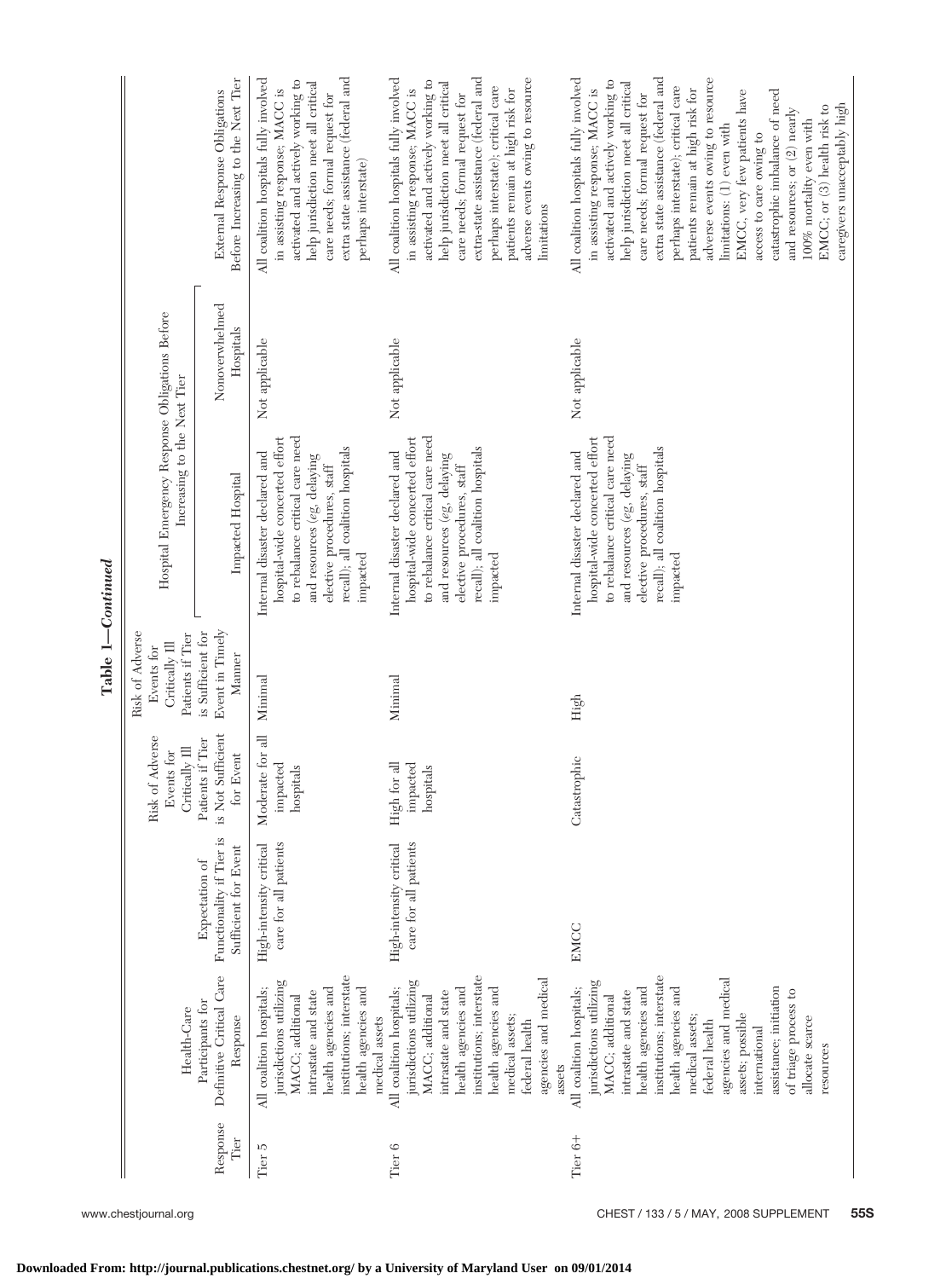|                                                                               | Before Increasing to the Next Tier<br>External Response Obligations | extra state assistance (federal and<br>All coalition hospitals fully involved<br>activated and actively working to<br>help jurisdiction meet all critical<br>in assisting response; MACC is<br>care needs; formal request for<br>perhaps interstate) | extra-state assistance (federal and<br>adverse events owing to resource<br>All coalition hospitals fully involved<br>activated and actively working to<br>help jurisdiction meet all critical<br>perhaps interstate); critical care<br>in assisting response; MACC is<br>patients remain at high risk for<br>care needs; formal request for<br>limitations | extra state assistance (federal and<br>adverse events owing to resource<br>All coalition hospitals fully involved<br>activated and actively working to<br>help jurisdiction meet all critical<br>perhaps interstate); critical care<br>in assisting response; MACC is<br>patients remain at high risk for<br>catastrophic imbalance of need<br>care needs; formal request for<br>EMCC, very few patients have<br>caregivers unacceptably high<br>EMCC; or (3) health risk to<br>and resources; or (2) nearly<br>100% mortality even with<br>limitations: $(1)$ even with<br>access to care owing to |
|-------------------------------------------------------------------------------|---------------------------------------------------------------------|------------------------------------------------------------------------------------------------------------------------------------------------------------------------------------------------------------------------------------------------------|------------------------------------------------------------------------------------------------------------------------------------------------------------------------------------------------------------------------------------------------------------------------------------------------------------------------------------------------------------|-----------------------------------------------------------------------------------------------------------------------------------------------------------------------------------------------------------------------------------------------------------------------------------------------------------------------------------------------------------------------------------------------------------------------------------------------------------------------------------------------------------------------------------------------------------------------------------------------------|
|                                                                               | Nonoverwhelmed<br>Hospitals                                         | Not applicable                                                                                                                                                                                                                                       | Not applicable                                                                                                                                                                                                                                                                                                                                             | Not applicable                                                                                                                                                                                                                                                                                                                                                                                                                                                                                                                                                                                      |
| Hospital Emergency Response Obligations Before<br>Increasing to the Next Tier | Impacted Hospital                                                   | to rebalance critical care need<br>hospital-wide concerted effort<br>recall); all coalition hospitals<br>Internal disaster declared and<br>and resources (eg, delaying<br>elective procedures, staff<br>impacted                                     | hospital-wide concerted effort<br>to rebalance critical care need<br>recall); all coalition hospitals<br>Internal disaster declared and<br>and resources (eg, delaying<br>elective procedures, staff<br>impacted                                                                                                                                           | hospital-wide concerted effort<br>to rebalance critical care need<br>recall); all coalition hospitals<br>Internal disaster declared and<br>and resources (eg, delaying<br>elective procedures, staff<br>impacted                                                                                                                                                                                                                                                                                                                                                                                    |
| Risk of Adverse<br>Patients if Tier<br>Critically Ill<br>Events for           | Event in Timely<br>is Sufficient for<br>Manner                      | Minimal                                                                                                                                                                                                                                              | Minimal                                                                                                                                                                                                                                                                                                                                                    | High                                                                                                                                                                                                                                                                                                                                                                                                                                                                                                                                                                                                |
| Risk of Adverse<br>Critically Ill<br>Events for                               | is Not Sufficient<br>Patients if Tier<br>for Event                  | Moderate for all<br>impacted<br>hospitals                                                                                                                                                                                                            | High for all<br>impacted<br>hospitals                                                                                                                                                                                                                                                                                                                      | Catastrophic                                                                                                                                                                                                                                                                                                                                                                                                                                                                                                                                                                                        |
|                                                                               | Functionality if Tier is<br>Sufficient for Event<br>Expectation of  | care for all patients<br>High-intensity critical                                                                                                                                                                                                     | care for all patients<br>High-intensity critical                                                                                                                                                                                                                                                                                                           | EMCC                                                                                                                                                                                                                                                                                                                                                                                                                                                                                                                                                                                                |
| Health-Care                                                                   | Definitive Critical Care<br>Participants for<br>Response            | institutions; interstate<br>jurisdictions utilizing<br>health agencies and<br>All coalition hospitals;<br>health agencies and<br>intrastate and state<br>MACC; additional<br>medical assets                                                          | institutions; interstate<br>agencies and medical<br>jurisdictions utilizing<br>health agencies and<br>All coalition hospitals;<br>health agencies and<br>intrastate and state<br>MACC; additional<br>medical assets;<br>federal health<br>assets                                                                                                           | institutions; interstate<br>agencies and medical<br>jurisdictions utilizing<br>assistance; initiation<br>All coalition hospitals;<br>health agencies and<br>health agencies and<br>of triage process to<br>intrastate and state<br>MACC; additional<br>assets; possible<br>medical assets;<br>allocate scarce<br>federal health<br>international<br>resources                                                                                                                                                                                                                                       |
|                                                                               | Response<br>Tier                                                    | Tier 5                                                                                                                                                                                                                                               | Tier <sub>6</sub>                                                                                                                                                                                                                                                                                                                                          | Tier 6+                                                                                                                                                                                                                                                                                                                                                                                                                                                                                                                                                                                             |

Table 1-Continued **Table 1—***Continued*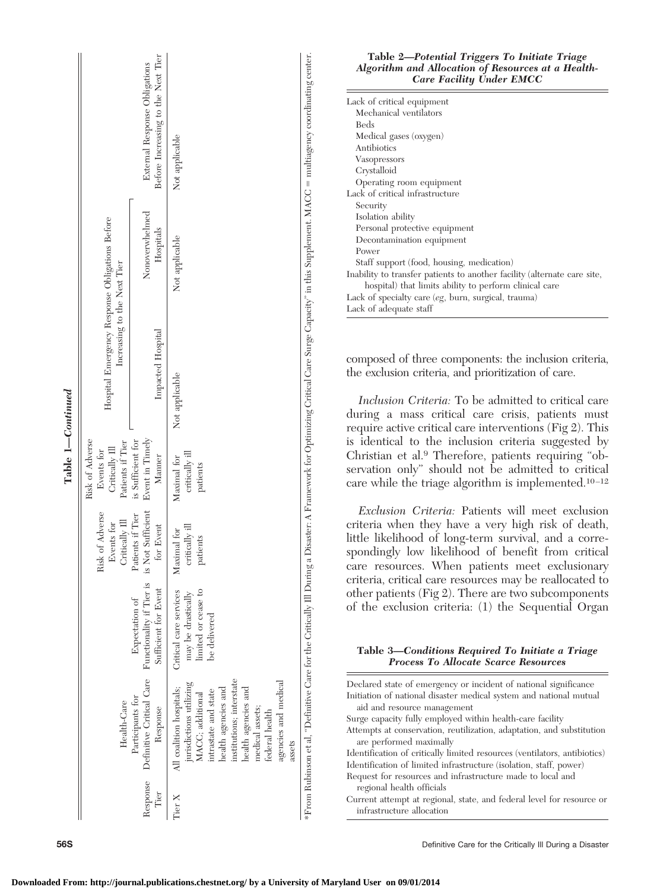|                   |                                                                               | Before Increasing to the Next Tier<br>External Response Obligations               | Not applicable                                                                                                                                                                                                                                   | *From Rubinson et al, "Definitive Care for the Critically Ill During a Disaster: A Framework for Optimizing Critical Care Surge Capacity" in this Supplement. MACC = multiagency coordinating center. |
|-------------------|-------------------------------------------------------------------------------|-----------------------------------------------------------------------------------|--------------------------------------------------------------------------------------------------------------------------------------------------------------------------------------------------------------------------------------------------|-------------------------------------------------------------------------------------------------------------------------------------------------------------------------------------------------------|
|                   |                                                                               | Nonoverwhelmed<br>Hospitals                                                       | Not applicable                                                                                                                                                                                                                                   |                                                                                                                                                                                                       |
|                   | Hospital Emergency Response Obligations Before<br>Increasing to the Next Tier | Impacted Hospital                                                                 | Not applicable                                                                                                                                                                                                                                   |                                                                                                                                                                                                       |
| Table 1–Continued | Risk of Adverse<br>Patients if Tier<br>Critically Ill<br>Events for           | Event in Timely<br>is Sufficient for<br>Manner                                    | critically ill<br>Maximal for<br>patients                                                                                                                                                                                                        |                                                                                                                                                                                                       |
|                   | Risk of Adverse<br>Critically Ill<br>Events for                               | Not Sufficient<br>Patients if Tier<br>for Event<br>$\overline{\mathbf{s}}$        | $critically$ ill<br>Maximal for<br>patients                                                                                                                                                                                                      |                                                                                                                                                                                                       |
|                   |                                                                               | Sufficient for Event<br>Expectation of                                            | limited or cease to<br>Critical care services<br>may be drastically<br>be delivered                                                                                                                                                              |                                                                                                                                                                                                       |
|                   | Health-Care                                                                   | Definitive Critical Care Functionality if Tier is<br>Participants for<br>Response | institutions; interstate<br>agencies and medical<br>jurisdictions utilizing<br>All coalition hospitals;<br>health agencies and<br>health agencies and<br>intrastate and state<br>MACC; additional<br>medical assets;<br>federal health<br>assets |                                                                                                                                                                                                       |
|                   |                                                                               | Response<br>Tier                                                                  | Tier X                                                                                                                                                                                                                                           |                                                                                                                                                                                                       |

| Table 2-Potential Triggers To Initiate Triage      |
|----------------------------------------------------|
| Algorithm and Allocation of Resources at a Health- |
| <b>Care Facility Under EMCC</b>                    |

| Lack of critical equipment                                               |
|--------------------------------------------------------------------------|
| Mechanical ventilators                                                   |
| <b>Beds</b>                                                              |
| Medical gases (oxygen)                                                   |
| Antibiotics                                                              |
| Vasopressors                                                             |
| Crystalloid                                                              |
| Operating room equipment                                                 |
| Lack of critical infrastructure                                          |
| Security                                                                 |
| Isolation ability                                                        |
| Personal protective equipment                                            |
| Decontamination equipment                                                |
| Power                                                                    |
| Staff support (food, housing, medication)                                |
| Inability to transfer patients to another facility (alternate care site, |
| hospital) that limits ability to perform clinical care                   |
| Lack of specialty care (eg, burn, surgical, trauma)                      |
| Lack of adequate staff                                                   |

composed of three components: the inclusion criteria, the exclusion criteria, and prioritization of care.

*Inclusion Criteria:* To be admitted to critical care during a mass critical care crisis, patients must require active critical care interventions (Fig 2). This is identical to the inclusion criteria suggested by Christian et al.9 Therefore, patients requiring "observation only" should not be admitted to critical care while the triage algorithm is implemented.<sup>10-12</sup>

*Exclusion Criteria:* Patients will meet exclusion criteria when they have a very high risk of death, little likelihood of long-term survival, and a correspondingly low likelihood of benefit from critical care resources. When patients meet exclusionary criteria, critical care resources may be reallocated to other patients (Fig 2). There are two subcomponents of the exclusion criteria: (1) the Sequential Organ

#### **Table 3—***Conditions Required To Initiate a Triage Process To Allocate Scarce Resources*

Declared state of emergency or incident of national significance Initiation of national disaster medical system and national mutual aid and resource management

Surge capacity fully employed within health-care facility

Attempts at conservation, reutilization, adaptation, and substitution are performed maximally

Identification of critically limited resources (ventilators, antibiotics) Identification of limited infrastructure (isolation, staff, power) Request for resources and infrastructure made to local and

regional health officials

Current attempt at regional, state, and federal level for resource or infrastructure allocation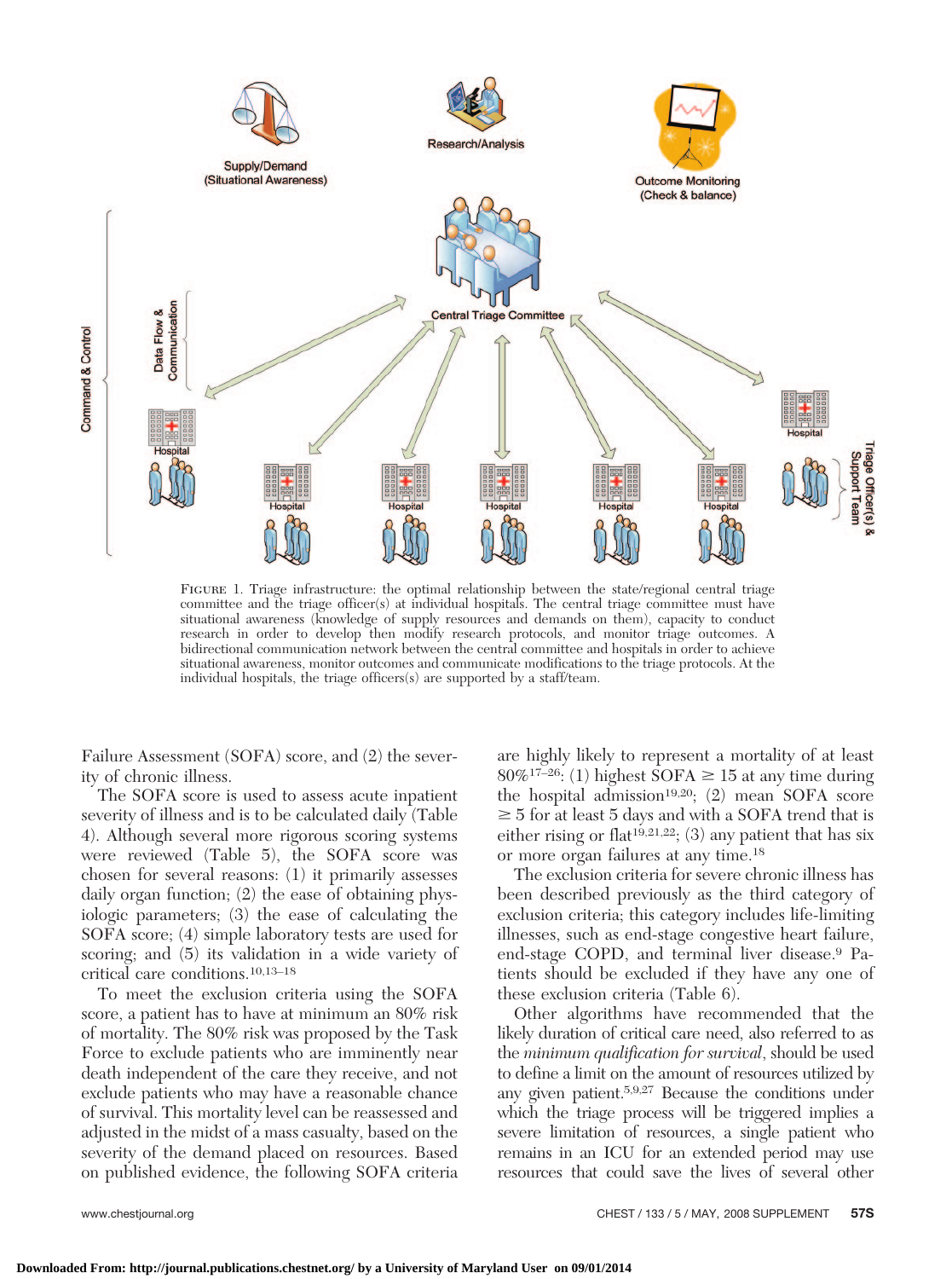

Figure 1. Triage infrastructure: the optimal relationship between the state/regional central triage committee and the triage officer(s) at individual hospitals. The central triage committee must have situational awareness (knowledge of supply resources and demands on them), capacity to conduct research in order to develop then modify research protocols, and monitor triage outcomes. A bidirectional communication network between the central committee and hospitals in order to achieve situational awareness, monitor outcomes and communicate modifications to the triage protocols. At the individual hospitals, the triage officers(s) are supported by a staff/team.

Failure Assessment (SOFA) score, and (2) the severity of chronic illness.

The SOFA score is used to assess acute inpatient severity of illness and is to be calculated daily (Table 4). Although several more rigorous scoring systems were reviewed (Table 5), the SOFA score was chosen for several reasons: (1) it primarily assesses daily organ function; (2) the ease of obtaining physiologic parameters; (3) the ease of calculating the SOFA score; (4) simple laboratory tests are used for scoring; and (5) its validation in a wide variety of critical care conditions.10,13–18

To meet the exclusion criteria using the SOFA score, a patient has to have at minimum an 80% risk of mortality. The 80% risk was proposed by the Task Force to exclude patients who are imminently near death independent of the care they receive, and not exclude patients who may have a reasonable chance of survival. This mortality level can be reassessed and adjusted in the midst of a mass casualty, based on the severity of the demand placed on resources. Based on published evidence, the following SOFA criteria are highly likely to represent a mortality of at least  $80\%$ <sup>17–26</sup>: (1) highest SOFA  $\geq 15$  at any time during the hospital admission<sup>19,20</sup>; (2) mean SOFA score  $\geq$  5 for at least 5 days and with a SOFA trend that is either rising or flat<sup>19,21,22</sup>; (3) any patient that has six or more organ failures at any time.18

The exclusion criteria for severe chronic illness has been described previously as the third category of exclusion criteria; this category includes life-limiting illnesses, such as end-stage congestive heart failure, end-stage COPD, and terminal liver disease.9 Patients should be excluded if they have any one of these exclusion criteria (Table 6).

Other algorithms have recommended that the likely duration of critical care need, also referred to as the *minimum qualification for survival*, should be used to define a limit on the amount of resources utilized by any given patient.5,9,27 Because the conditions under which the triage process will be triggered implies a severe limitation of resources, a single patient who remains in an ICU for an extended period may use resources that could save the lives of several other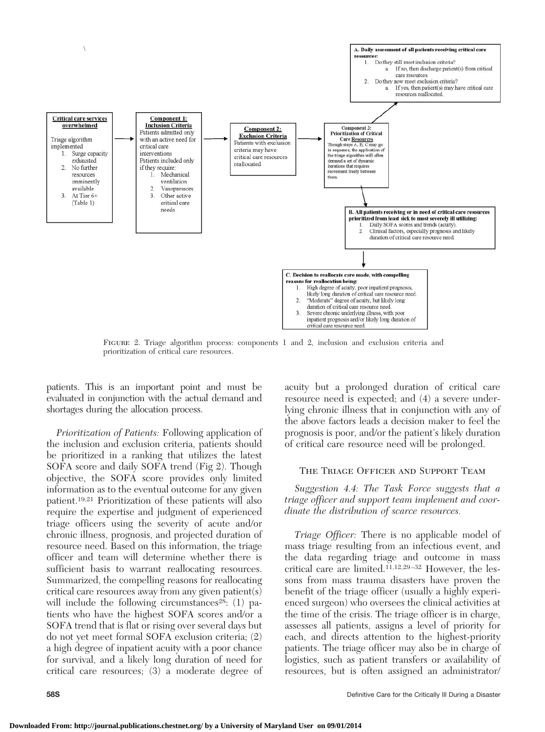

FIGURE 2. Triage algorithm process: components 1 and 2, inclusion and exclusion criteria and prioritization of critical care resources.

patients. This is an important point and must be evaluated in conjunction with the actual demand and shortages during the allocation process.

*Prioritization of Patients:* Following application of the inclusion and exclusion criteria, patients should be prioritized in a ranking that utilizes the latest SOFA score and daily SOFA trend (Fig 2). Though objective, the SOFA score provides only limited information as to the eventual outcome for any given patient.19,21 Prioritization of these patients will also require the expertise and judgment of experienced triage officers using the severity of acute and/or chronic illness, prognosis, and projected duration of resource need. Based on this information, the triage officer and team will determine whether there is sufficient basis to warrant reallocating resources. Summarized, the compelling reasons for reallocating critical care resources away from any given patient(s) will include the following circumstances<sup>28</sup>:  $(1)$  patients who have the highest SOFA scores and/or a SOFA trend that is flat or rising over several days but do not yet meet formal SOFA exclusion criteria; (2) a high degree of inpatient acuity with a poor chance for survival, and a likely long duration of need for critical care resources; (3) a moderate degree of acuity but a prolonged duration of critical care resource need is expected; and (4) a severe underlying chronic illness that in conjunction with any of the above factors leads a decision maker to feel the prognosis is poor, and/or the patient's likely duration of critical care resource need will be prolonged.

#### THE TRIAGE OFFICER AND SUPPORT TEAM

*Suggestion 4.4: The Task Force suggests that a triage officer and support team implement and coordinate the distribution of scarce resources.*

*Triage Officer:* There is no applicable model of mass triage resulting from an infectious event, and the data regarding triage and outcome in mass critical care are limited.<sup>11,12,29-32</sup> However, the lessons from mass trauma disasters have proven the benefit of the triage officer (usually a highly experienced surgeon) who oversees the clinical activities at the time of the crisis. The triage officer is in charge, assesses all patients, assigns a level of priority for each, and directs attention to the highest-priority patients. The triage officer may also be in charge of logistics, such as patient transfers or availability of resources, but is often assigned an administrator/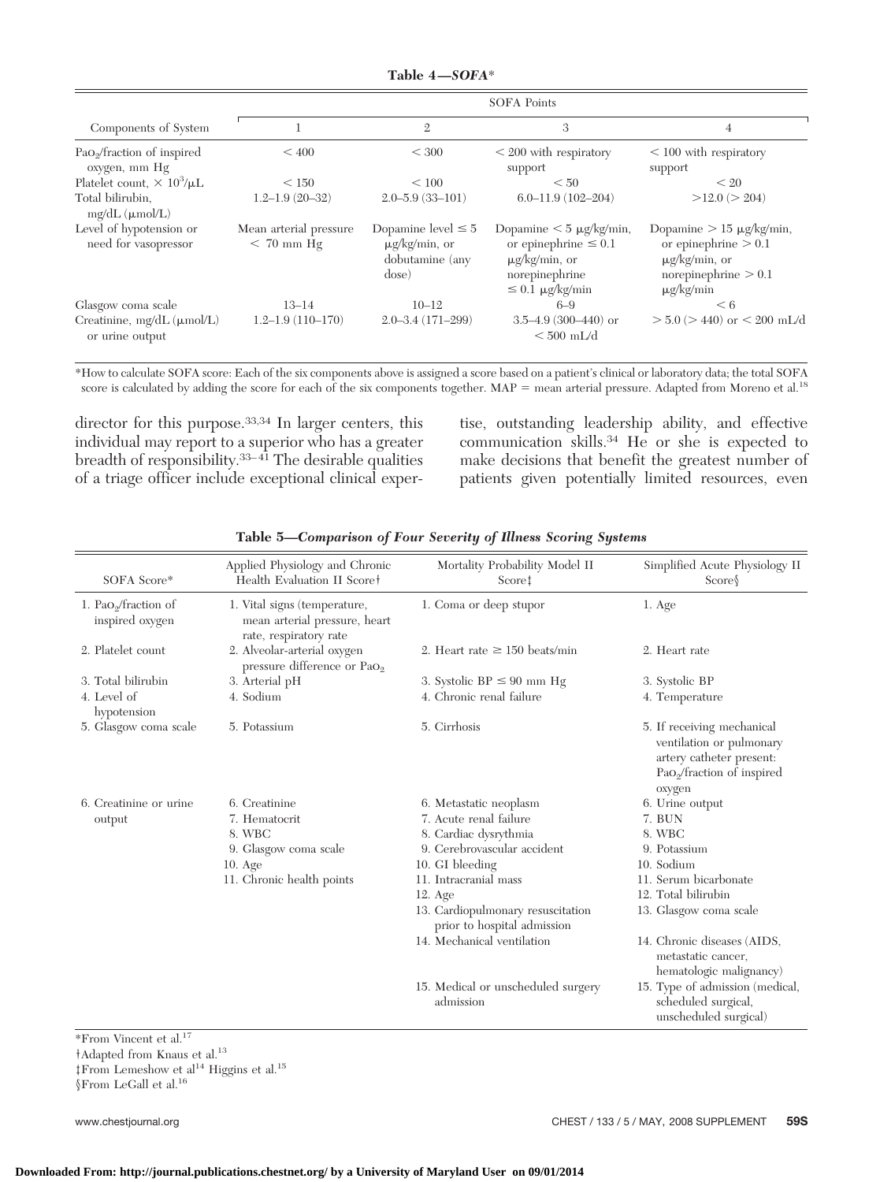|                                                                             | <b>SOFA Points</b>                     |                                                                           |                                                                                                                                |                                                                                                                            |  |
|-----------------------------------------------------------------------------|----------------------------------------|---------------------------------------------------------------------------|--------------------------------------------------------------------------------------------------------------------------------|----------------------------------------------------------------------------------------------------------------------------|--|
| Components of System                                                        |                                        | $\overline{2}$                                                            | 3                                                                                                                              | 4                                                                                                                          |  |
| $PaO2/fraction$ of inspired<br>oxygen, mm Hg                                | ${}<$ 400                              | < 300                                                                     | $\leq$ 200 with respiratory<br>support                                                                                         | $< 100$ with respiratory<br>support                                                                                        |  |
| Platelet count, $\times 10^3/\mu L$                                         | < 150                                  | < 100                                                                     | < 50                                                                                                                           | $\leq 20$                                                                                                                  |  |
| Total bilirubin.<br>$mg/dL$ ( $\mu$ mol/L)                                  | $1.2 - 1.9(20 - 32)$                   | $2.0 - 5.9(33 - 101)$                                                     | $6.0 - 11.9(102 - 204)$                                                                                                        | $>12.0$ ( $>204$ )                                                                                                         |  |
| Level of hypotension or<br>need for vasopressor                             | Mean arterial pressure<br>$< 70$ mm Hg | Dopamine level $\leq 5$<br>$\mu$ g/kg/min, or<br>dobutamine (any<br>dose) | Dopamine $\lt 5 \mu$ g/kg/min,<br>or epinephrine $\leq 0.1$<br>$\mu$ g/kg/min, or<br>norepinephrine<br>$\leq 0.1 \mu g/kg/min$ | Dopamine $> 15 \mu g/kg/min$ ,<br>or epinephrine $> 0.1$<br>$\mu$ g/kg/min, or<br>norepinephrine $> 0.1$<br>$\mu$ g/kg/min |  |
| Glasgow coma scale<br>Creatinine, $mg/dL$ ( $\mu$ mol/L)<br>or urine output | $13 - 14$<br>$1.2 - 1.9(110 - 170)$    | $10 - 12$<br>$2.0 - 3.4(171 - 299)$                                       | $6 - 9$<br>$3.5 - 4.9$ (300-440) or<br>$< 500$ mL/d                                                                            | $\leq 6$<br>$> 5.0$ ( $> 440$ ) or $< 200$ mL/d                                                                            |  |

**Table 4—***SOFA*\*

\*How to calculate SOFA score: Each of the six components above is assigned a score based on a patient's clinical or laboratory data; the total SOFA score is calculated by adding the score for each of the six components together.  $MAP = \text{mean}$  arterial pressure. Adapted from Moreno et al.<sup>18</sup>

director for this purpose.<sup>33,34</sup> In larger centers, this individual may report to a superior who has a greater breadth of responsibility. $33-41$  The desirable qualities of a triage officer include exceptional clinical exper-

tise, outstanding leadership ability, and effective communication skills.34 He or she is expected to make decisions that benefit the greatest number of patients given potentially limited resources, even

| SOFA Score*                                         | Applied Physiology and Chronic<br>Health Evaluation II Score                            | Mortality Probability Model II<br>Score:                         | Simplified Acute Physiology II<br>$Score\$                                                                                             |
|-----------------------------------------------------|-----------------------------------------------------------------------------------------|------------------------------------------------------------------|----------------------------------------------------------------------------------------------------------------------------------------|
| 1. Pao <sub>2</sub> /fraction of<br>inspired oxygen | 1. Vital signs (temperature,<br>mean arterial pressure, heart<br>rate, respiratory rate | 1. Coma or deep stupor                                           | $1. \text{Age}$                                                                                                                        |
| 2. Platelet count                                   | 2. Alveolar-arterial oxygen<br>pressure difference or PaO <sub>2</sub>                  | 2. Heart rate $\geq 150$ beats/min                               | 2. Heart rate                                                                                                                          |
| 3. Total bilirubin                                  | 3. Arterial pH                                                                          | 3. Systolic BP $\leq 90$ mm Hg                                   | 3. Systolic BP                                                                                                                         |
| 4. Level of<br>hypotension                          | 4. Sodium                                                                               | 4. Chronic renal failure                                         | 4. Temperature                                                                                                                         |
| 5. Glasgow coma scale                               | 5. Potassium                                                                            | 5. Cirrhosis                                                     | 5. If receiving mechanical<br>ventilation or pulmonary<br>artery catheter present:<br>PaO <sub>2</sub> /fraction of inspired<br>oxygen |
| 6. Creatinine or urine                              | 6. Creatinine                                                                           | 6. Metastatic neoplasm                                           | 6. Urine output                                                                                                                        |
| output                                              | 7. Hematocrit                                                                           | 7. Acute renal failure                                           | 7. BUN                                                                                                                                 |
|                                                     | 8. WBC                                                                                  | 8. Cardiac dysrythmia                                            | 8. WBC                                                                                                                                 |
|                                                     | 9. Glasgow coma scale                                                                   | 9. Cerebrovascular accident                                      | 9. Potassium                                                                                                                           |
|                                                     | $10. \text{Age}$                                                                        | 10. GI bleeding                                                  | 10. Sodium                                                                                                                             |
|                                                     | 11. Chronic health points                                                               | 11. Intracranial mass                                            | 11. Serum bicarbonate                                                                                                                  |
|                                                     |                                                                                         | $12.$ Age                                                        | 12. Total bilirubin                                                                                                                    |
|                                                     |                                                                                         | 13. Cardiopulmonary resuscitation<br>prior to hospital admission | 13. Glasgow coma scale                                                                                                                 |
|                                                     |                                                                                         | 14. Mechanical ventilation                                       | 14. Chronic diseases (AIDS,<br>metastatic cancer.<br>hematologic malignancy)                                                           |
|                                                     |                                                                                         | 15. Medical or unscheduled surgery<br>admission                  | 15. Type of admission (medical,<br>scheduled surgical,<br>unscheduled surgical)                                                        |

**Table 5—***Comparison of Four Severity of Illness Scoring Systems*

 $\rm ^{\ast}$  From Vincent et al.<br>17

‡From Lemeshow et al<sup>14</sup> Higgins et al.<sup>15</sup>

<sup>†</sup>Adapted from Knaus et al.<sup>13</sup>

 $\$  From LeGall et al.<br> $^{16}$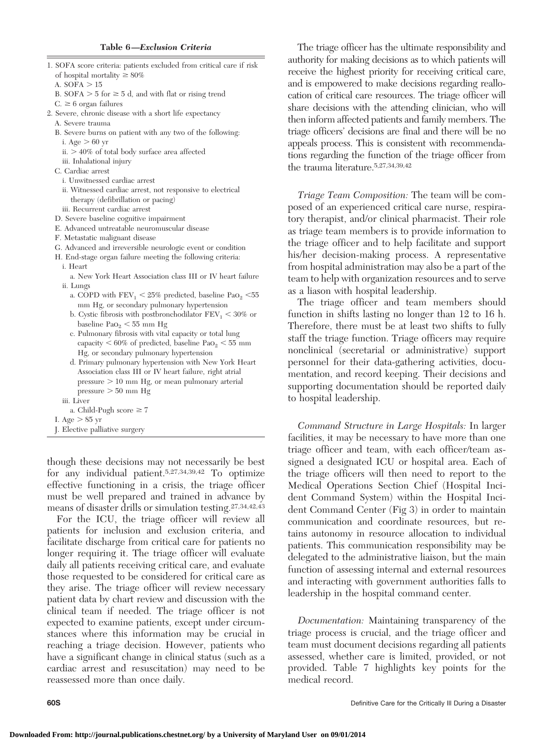- 1. SOFA score criteria: patients excluded from critical care if risk of hospital mortality  $\geq 80\%$ 
	- A.  $SOFA > 15$
	- B. SOFA  $>$  5 for  $\geq$  5 d, and with flat or rising trend  $C_{\cdot} \geq 6$  organ failures
- 2. Severe, chronic disease with a short life expectancy
	- A. Severe trauma
	- B. Severe burns on patient with any two of the following: i. Age  $> 60$  yr
		- ii.  $>40\%$  of total body surface area affected
		- iii. Inhalational injury
	- C. Cardiac arrest
		- i. Unwitnessed cardiac arrest
		- ii. Witnessed cardiac arrest, not responsive to electrical therapy (defibrillation or pacing)
		- iii. Recurrent cardiac arrest
	- D. Severe baseline cognitive impairment
	- E. Advanced untreatable neuromuscular disease
	- F. Metastatic malignant disease
	- G. Advanced and irreversible neurologic event or condition
	- H. End-stage organ failure meeting the following criteria:
		- i. Heart
		- a. New York Heart Association class III or IV heart failure ii. Lungs
			- a. COPD with  $\text{FEV}_1 < 25\%$  predicted, baseline Pao<sub>2</sub> <55 mm Hg, or secondary pulmonary hypertension
			- b. Cystic fibrosis with postbronchodilator  $FEV<sub>1</sub> < 30\%$  or baseline Pa $o_2 < 55$  mm Hg
			- c. Pulmonary fibrosis with vital capacity or total lung capacity  $< 60\%$  of predicted, baseline Pao<sub>2</sub>  $< 55$  mm Hg, or secondary pulmonary hypertension
			- d. Primary pulmonary hypertension with New York Heart Association class III or IV heart failure, right atrial  $presure > 10$  mm Hg, or mean pulmonary arterial  $pressure > 50$  mm Hg
		- iii. Liver
		- a. Child-Pugh score  $\geq 7$
	- I. Age  $> 85$  yr
- J. Elective palliative surgery

though these decisions may not necessarily be best for any individual patient.5,27,34,39,42 To optimize effective functioning in a crisis, the triage officer must be well prepared and trained in advance by means of disaster drills or simulation testing.27,34,42,43

For the ICU, the triage officer will review all patients for inclusion and exclusion criteria, and facilitate discharge from critical care for patients no longer requiring it. The triage officer will evaluate daily all patients receiving critical care, and evaluate those requested to be considered for critical care as they arise. The triage officer will review necessary patient data by chart review and discussion with the clinical team if needed. The triage officer is not expected to examine patients, except under circumstances where this information may be crucial in reaching a triage decision. However, patients who have a significant change in clinical status (such as a cardiac arrest and resuscitation) may need to be reassessed more than once daily.

The triage officer has the ultimate responsibility and authority for making decisions as to which patients will receive the highest priority for receiving critical care, and is empowered to make decisions regarding reallocation of critical care resources. The triage officer will share decisions with the attending clinician, who will then inform affected patients and family members. The triage officers' decisions are final and there will be no appeals process. This is consistent with recommendations regarding the function of the triage officer from the trauma literature.5,27,34,39,42

*Triage Team Composition:* The team will be composed of an experienced critical care nurse, respiratory therapist, and/or clinical pharmacist. Their role as triage team members is to provide information to the triage officer and to help facilitate and support his/her decision-making process. A representative from hospital administration may also be a part of the team to help with organization resources and to serve as a liason with hospital leadership.

The triage officer and team members should function in shifts lasting no longer than 12 to 16 h. Therefore, there must be at least two shifts to fully staff the triage function. Triage officers may require nonclinical (secretarial or administrative) support personnel for their data-gathering activities, documentation, and record keeping. Their decisions and supporting documentation should be reported daily to hospital leadership.

*Command Structure in Large Hospitals:* In larger facilities, it may be necessary to have more than one triage officer and team, with each officer/team assigned a designated ICU or hospital area. Each of the triage officers will then need to report to the Medical Operations Section Chief (Hospital Incident Command System) within the Hospital Incident Command Center (Fig 3) in order to maintain communication and coordinate resources, but retains autonomy in resource allocation to individual patients. This communication responsibility may be delegated to the administrative liaison, but the main function of assessing internal and external resources and interacting with government authorities falls to leadership in the hospital command center.

*Documentation:* Maintaining transparency of the triage process is crucial, and the triage officer and team must document decisions regarding all patients assessed, whether care is limited, provided, or not provided. Table 7 highlights key points for the medical record.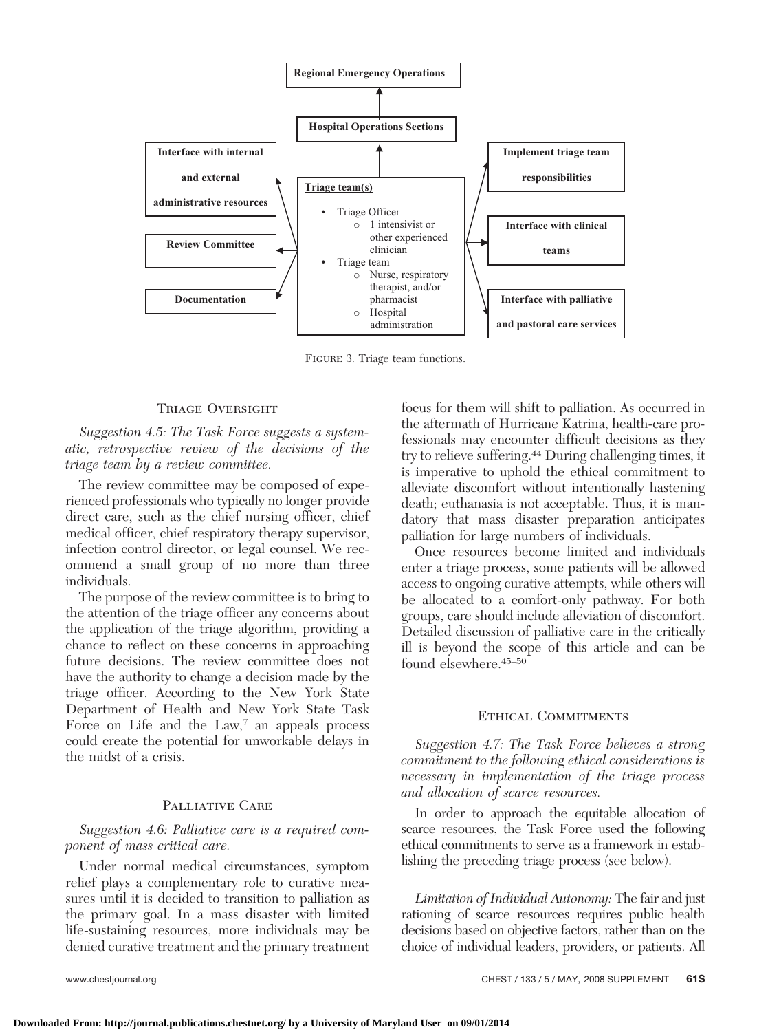

Figure 3. Triage team functions.

#### Triage Oversight

*Suggestion 4.5: The Task Force suggests a systematic, retrospective review of the decisions of the triage team by a review committee.*

The review committee may be composed of experienced professionals who typically no longer provide direct care, such as the chief nursing officer, chief medical officer, chief respiratory therapy supervisor, infection control director, or legal counsel. We recommend a small group of no more than three individuals.

The purpose of the review committee is to bring to the attention of the triage officer any concerns about the application of the triage algorithm, providing a chance to reflect on these concerns in approaching future decisions. The review committee does not have the authority to change a decision made by the triage officer. According to the New York State Department of Health and New York State Task Force on Life and the  $Law<sub>7</sub>$  an appeals process could create the potential for unworkable delays in the midst of a crisis.

## PALLIATIVE CARE

## *Suggestion 4.6: Palliative care is a required component of mass critical care.*

Under normal medical circumstances, symptom relief plays a complementary role to curative measures until it is decided to transition to palliation as the primary goal. In a mass disaster with limited life-sustaining resources, more individuals may be denied curative treatment and the primary treatment

focus for them will shift to palliation. As occurred in the aftermath of Hurricane Katrina, health-care professionals may encounter difficult decisions as they try to relieve suffering.44 During challenging times, it is imperative to uphold the ethical commitment to alleviate discomfort without intentionally hastening death; euthanasia is not acceptable. Thus, it is mandatory that mass disaster preparation anticipates palliation for large numbers of individuals.

Once resources become limited and individuals enter a triage process, some patients will be allowed access to ongoing curative attempts, while others will be allocated to a comfort-only pathway. For both groups, care should include alleviation of discomfort. Detailed discussion of palliative care in the critically ill is beyond the scope of this article and can be found elsewhere.45–50

#### Ethical Commitments

*Suggestion 4.7: The Task Force believes a strong commitment to the following ethical considerations is necessary in implementation of the triage process and allocation of scarce resources.*

In order to approach the equitable allocation of scarce resources, the Task Force used the following ethical commitments to serve as a framework in establishing the preceding triage process (see below).

*Limitation of Individual Autonomy:* The fair and just rationing of scarce resources requires public health decisions based on objective factors, rather than on the choice of individual leaders, providers, or patients. All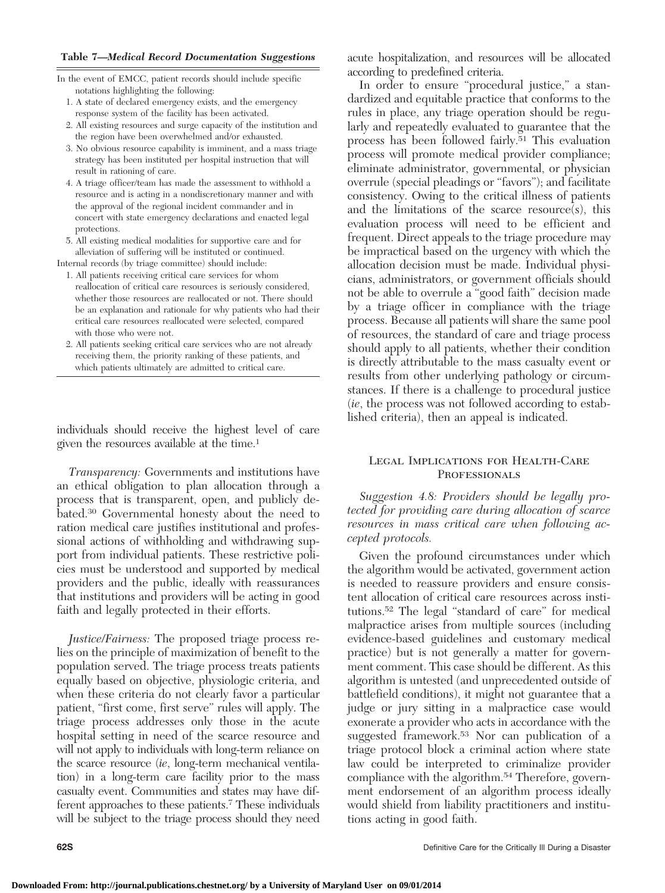#### **Table 7—***Medical Record Documentation Suggestions*

- In the event of EMCC, patient records should include specific notations highlighting the following:
	- 1. A state of declared emergency exists, and the emergency response system of the facility has been activated.
	- 2. All existing resources and surge capacity of the institution and the region have been overwhelmed and/or exhausted.
	- 3. No obvious resource capability is imminent, and a mass triage strategy has been instituted per hospital instruction that will result in rationing of care.
	- 4. A triage officer/team has made the assessment to withhold a resource and is acting in a nondiscretionary manner and with the approval of the regional incident commander and in concert with state emergency declarations and enacted legal protections.
	- 5. All existing medical modalities for supportive care and for alleviation of suffering will be instituted or continued.
- Internal records (by triage committee) should include: 1. All patients receiving critical care services for whom reallocation of critical care resources is seriously considered, whether those resources are reallocated or not. There should be an explanation and rationale for why patients who had their critical care resources reallocated were selected, compared with those who were not.
	- 2. All patients seeking critical care services who are not already receiving them, the priority ranking of these patients, and which patients ultimately are admitted to critical care.

individuals should receive the highest level of care given the resources available at the time.1

*Transparency:* Governments and institutions have an ethical obligation to plan allocation through a process that is transparent, open, and publicly debated.30 Governmental honesty about the need to ration medical care justifies institutional and professional actions of withholding and withdrawing support from individual patients. These restrictive policies must be understood and supported by medical providers and the public, ideally with reassurances that institutions and providers will be acting in good faith and legally protected in their efforts.

*Justice/Fairness:* The proposed triage process relies on the principle of maximization of benefit to the population served. The triage process treats patients equally based on objective, physiologic criteria, and when these criteria do not clearly favor a particular patient, "first come, first serve" rules will apply. The triage process addresses only those in the acute hospital setting in need of the scarce resource and will not apply to individuals with long-term reliance on the scarce resource (*ie*, long-term mechanical ventilation) in a long-term care facility prior to the mass casualty event. Communities and states may have different approaches to these patients.7 These individuals will be subject to the triage process should they need acute hospitalization, and resources will be allocated according to predefined criteria.

In order to ensure "procedural justice," a standardized and equitable practice that conforms to the rules in place, any triage operation should be regularly and repeatedly evaluated to guarantee that the process has been followed fairly.51 This evaluation process will promote medical provider compliance; eliminate administrator, governmental, or physician overrule (special pleadings or "favors"); and facilitate consistency. Owing to the critical illness of patients and the limitations of the scarce  $resource(s)$ , this evaluation process will need to be efficient and frequent. Direct appeals to the triage procedure may be impractical based on the urgency with which the allocation decision must be made. Individual physicians, administrators, or government officials should not be able to overrule a "good faith" decision made by a triage officer in compliance with the triage process. Because all patients will share the same pool of resources, the standard of care and triage process should apply to all patients, whether their condition is directly attributable to the mass casualty event or results from other underlying pathology or circumstances. If there is a challenge to procedural justice (*ie*, the process was not followed according to established criteria), then an appeal is indicated.

## Legal Implications for Health-Care **PROFESSIONALS**

*Suggestion 4.8: Providers should be legally protected for providing care during allocation of scarce resources in mass critical care when following accepted protocols.*

Given the profound circumstances under which the algorithm would be activated, government action is needed to reassure providers and ensure consistent allocation of critical care resources across institutions.52 The legal "standard of care" for medical malpractice arises from multiple sources (including evidence-based guidelines and customary medical practice) but is not generally a matter for government comment. This case should be different. As this algorithm is untested (and unprecedented outside of battlefield conditions), it might not guarantee that a judge or jury sitting in a malpractice case would exonerate a provider who acts in accordance with the suggested framework.53 Nor can publication of a triage protocol block a criminal action where state law could be interpreted to criminalize provider compliance with the algorithm.<sup>54</sup> Therefore, government endorsement of an algorithm process ideally would shield from liability practitioners and institutions acting in good faith.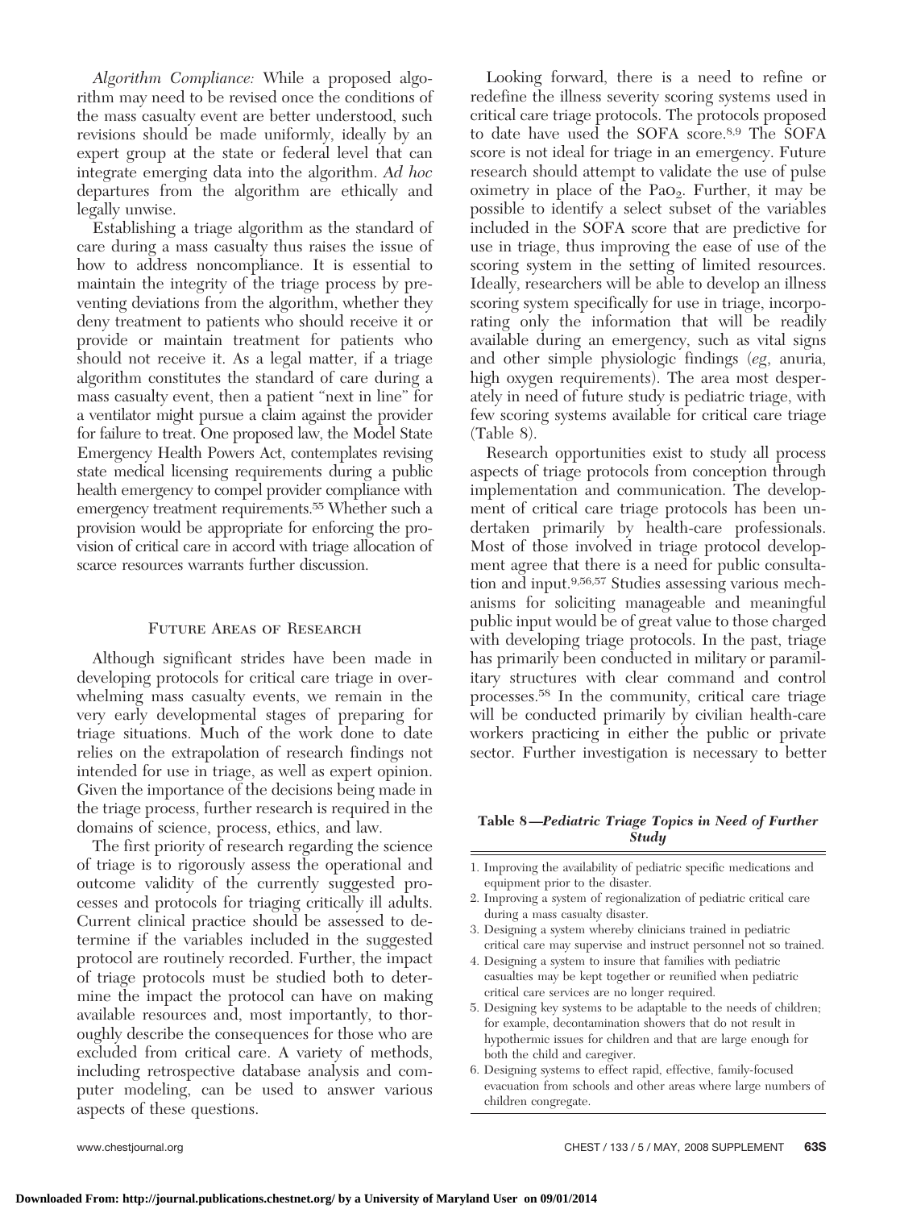*Algorithm Compliance:* While a proposed algorithm may need to be revised once the conditions of the mass casualty event are better understood, such revisions should be made uniformly, ideally by an expert group at the state or federal level that can integrate emerging data into the algorithm. *Ad hoc* departures from the algorithm are ethically and legally unwise.

Establishing a triage algorithm as the standard of care during a mass casualty thus raises the issue of how to address noncompliance. It is essential to maintain the integrity of the triage process by preventing deviations from the algorithm, whether they deny treatment to patients who should receive it or provide or maintain treatment for patients who should not receive it. As a legal matter, if a triage algorithm constitutes the standard of care during a mass casualty event, then a patient "next in line" for a ventilator might pursue a claim against the provider for failure to treat. One proposed law, the Model State Emergency Health Powers Act, contemplates revising state medical licensing requirements during a public health emergency to compel provider compliance with emergency treatment requirements.55 Whether such a provision would be appropriate for enforcing the provision of critical care in accord with triage allocation of scarce resources warrants further discussion.

### Future Areas of Research

Although significant strides have been made in developing protocols for critical care triage in overwhelming mass casualty events, we remain in the very early developmental stages of preparing for triage situations. Much of the work done to date relies on the extrapolation of research findings not intended for use in triage, as well as expert opinion. Given the importance of the decisions being made in the triage process, further research is required in the domains of science, process, ethics, and law.

The first priority of research regarding the science of triage is to rigorously assess the operational and outcome validity of the currently suggested processes and protocols for triaging critically ill adults. Current clinical practice should be assessed to determine if the variables included in the suggested protocol are routinely recorded. Further, the impact of triage protocols must be studied both to determine the impact the protocol can have on making available resources and, most importantly, to thoroughly describe the consequences for those who are excluded from critical care. A variety of methods, including retrospective database analysis and computer modeling, can be used to answer various aspects of these questions.

Looking forward, there is a need to refine or redefine the illness severity scoring systems used in critical care triage protocols. The protocols proposed to date have used the SOFA score.8,9 The SOFA score is not ideal for triage in an emergency. Future research should attempt to validate the use of pulse oximetry in place of the Pa $O_2$ . Further, it may be possible to identify a select subset of the variables included in the SOFA score that are predictive for use in triage, thus improving the ease of use of the scoring system in the setting of limited resources. Ideally, researchers will be able to develop an illness scoring system specifically for use in triage, incorporating only the information that will be readily available during an emergency, such as vital signs and other simple physiologic findings (*eg*, anuria, high oxygen requirements). The area most desperately in need of future study is pediatric triage, with few scoring systems available for critical care triage (Table 8).

Research opportunities exist to study all process aspects of triage protocols from conception through implementation and communication. The development of critical care triage protocols has been undertaken primarily by health-care professionals. Most of those involved in triage protocol development agree that there is a need for public consultation and input.9,56,57 Studies assessing various mechanisms for soliciting manageable and meaningful public input would be of great value to those charged with developing triage protocols. In the past, triage has primarily been conducted in military or paramilitary structures with clear command and control processes.58 In the community, critical care triage will be conducted primarily by civilian health-care workers practicing in either the public or private sector. Further investigation is necessary to better

#### **Table 8—***Pediatric Triage Topics in Need of Further Study*

- 1. Improving the availability of pediatric specific medications and equipment prior to the disaster. 2. Improving a system of regionalization of pediatric critical care
- during a mass casualty disaster.
- 3. Designing a system whereby clinicians trained in pediatric critical care may supervise and instruct personnel not so trained.
- 4. Designing a system to insure that families with pediatric casualties may be kept together or reunified when pediatric critical care services are no longer required.
- 5. Designing key systems to be adaptable to the needs of children; for example, decontamination showers that do not result in hypothermic issues for children and that are large enough for both the child and caregiver.
- 6. Designing systems to effect rapid, effective, family-focused evacuation from schools and other areas where large numbers of children congregate.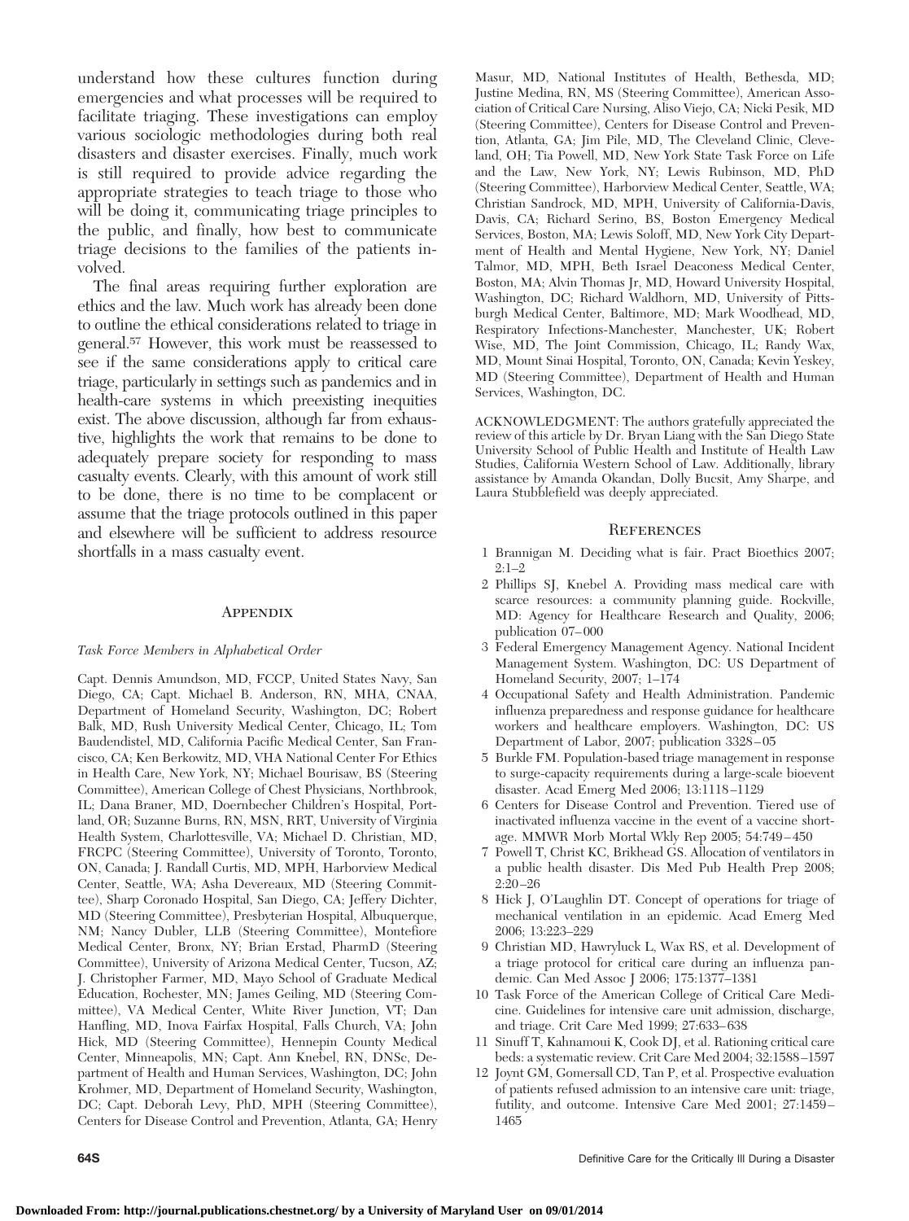understand how these cultures function during emergencies and what processes will be required to facilitate triaging. These investigations can employ various sociologic methodologies during both real disasters and disaster exercises. Finally, much work is still required to provide advice regarding the appropriate strategies to teach triage to those who will be doing it, communicating triage principles to the public, and finally, how best to communicate triage decisions to the families of the patients involved.

The final areas requiring further exploration are ethics and the law. Much work has already been done to outline the ethical considerations related to triage in general.57 However, this work must be reassessed to see if the same considerations apply to critical care triage, particularly in settings such as pandemics and in health-care systems in which preexisting inequities exist. The above discussion, although far from exhaustive, highlights the work that remains to be done to adequately prepare society for responding to mass casualty events. Clearly, with this amount of work still to be done, there is no time to be complacent or assume that the triage protocols outlined in this paper and elsewhere will be sufficient to address resource shortfalls in a mass casualty event.

#### **APPENDIX**

#### *Task Force Members in Alphabetical Order*

Capt. Dennis Amundson, MD, FCCP, United States Navy, San Diego, CA; Capt. Michael B. Anderson, RN, MHA, CNAA, Department of Homeland Security, Washington, DC; Robert Balk, MD, Rush University Medical Center, Chicago, IL; Tom Baudendistel, MD, California Pacific Medical Center, San Francisco, CA; Ken Berkowitz, MD, VHA National Center For Ethics in Health Care, New York, NY; Michael Bourisaw, BS (Steering Committee), American College of Chest Physicians, Northbrook, IL; Dana Braner, MD, Doernbecher Children's Hospital, Portland, OR; Suzanne Burns, RN, MSN, RRT, University of Virginia Health System, Charlottesville, VA; Michael D. Christian, MD, FRCPC (Steering Committee), University of Toronto, Toronto, ON, Canada; J. Randall Curtis, MD, MPH, Harborview Medical Center, Seattle, WA; Asha Devereaux, MD (Steering Committee), Sharp Coronado Hospital, San Diego, CA; Jeffery Dichter, MD (Steering Committee), Presbyterian Hospital, Albuquerque, NM; Nancy Dubler, LLB (Steering Committee), Montefiore Medical Center, Bronx, NY; Brian Erstad, PharmD (Steering Committee), University of Arizona Medical Center, Tucson, AZ; J. Christopher Farmer, MD, Mayo School of Graduate Medical Education, Rochester, MN; James Geiling, MD (Steering Committee), VA Medical Center, White River Junction, VT; Dan Hanfling, MD, Inova Fairfax Hospital, Falls Church, VA; John Hick, MD (Steering Committee), Hennepin County Medical Center, Minneapolis, MN; Capt. Ann Knebel, RN, DNSc, Department of Health and Human Services, Washington, DC; John Krohmer, MD, Department of Homeland Security, Washington, DC; Capt. Deborah Levy, PhD, MPH (Steering Committee), Centers for Disease Control and Prevention, Atlanta, GA; Henry

Masur, MD, National Institutes of Health, Bethesda, MD; Justine Medina, RN, MS (Steering Committee), American Association of Critical Care Nursing, Aliso Viejo, CA; Nicki Pesik, MD (Steering Committee), Centers for Disease Control and Prevention, Atlanta, GA; Jim Pile, MD, The Cleveland Clinic, Cleveland, OH; Tia Powell, MD, New York State Task Force on Life and the Law, New York, NY; Lewis Rubinson, MD, PhD (Steering Committee), Harborview Medical Center, Seattle, WA; Christian Sandrock, MD, MPH, University of California-Davis, Davis, CA; Richard Serino, BS, Boston Emergency Medical Services, Boston, MA; Lewis Soloff, MD, New York City Department of Health and Mental Hygiene, New York, NY; Daniel Talmor, MD, MPH, Beth Israel Deaconess Medical Center, Boston, MA; Alvin Thomas Jr, MD, Howard University Hospital, Washington, DC; Richard Waldhorn, MD, University of Pittsburgh Medical Center, Baltimore, MD; Mark Woodhead, MD, Respiratory Infections-Manchester, Manchester, UK; Robert Wise, MD, The Joint Commission, Chicago, IL; Randy Wax, MD, Mount Sinai Hospital, Toronto, ON, Canada; Kevin Yeskey, MD (Steering Committee), Department of Health and Human Services, Washington, DC.

ACKNOWLEDGMENT: The authors gratefully appreciated the review of this article by Dr. Bryan Liang with the San Diego State University School of Public Health and Institute of Health Law Studies, California Western School of Law. Additionally, library assistance by Amanda Okandan, Dolly Bucsit, Amy Sharpe, and Laura Stubblefield was deeply appreciated.

#### **REFERENCES**

- 1 Brannigan M. Deciding what is fair. Pract Bioethics 2007; 2:1–2
- 2 Phillips SJ, Knebel A. Providing mass medical care with scarce resources: a community planning guide. Rockville, MD: Agency for Healthcare Research and Quality, 2006; publication 07– 000
- 3 Federal Emergency Management Agency. National Incident Management System. Washington, DC: US Department of Homeland Security, 2007; 1–174
- 4 Occupational Safety and Health Administration. Pandemic influenza preparedness and response guidance for healthcare workers and healthcare employers. Washington, DC: US Department of Labor, 2007; publication 3328 – 05
- 5 Burkle FM. Population-based triage management in response to surge-capacity requirements during a large-scale bioevent disaster. Acad Emerg Med 2006; 13:1118 –1129
- 6 Centers for Disease Control and Prevention. Tiered use of inactivated influenza vaccine in the event of a vaccine shortage. MMWR Morb Mortal Wkly Rep 2005; 54:749 – 450
- 7 Powell T, Christ KC, Brikhead GS. Allocation of ventilators in a public health disaster. Dis Med Pub Health Prep 2008; 2:20 –26
- 8 Hick J, O'Laughlin DT. Concept of operations for triage of mechanical ventilation in an epidemic. Acad Emerg Med 2006; 13:223–229
- 9 Christian MD, Hawryluck L, Wax RS, et al. Development of a triage protocol for critical care during an influenza pandemic. Can Med Assoc J 2006; 175:1377–1381
- 10 Task Force of the American College of Critical Care Medicine. Guidelines for intensive care unit admission, discharge, and triage. Crit Care Med 1999; 27:633– 638
- 11 Sinuff T, Kahnamoui K, Cook DJ, et al. Rationing critical care beds: a systematic review. Crit Care Med 2004; 32:1588 –1597
- 12 Joynt GM, Gomersall CD, Tan P, et al. Prospective evaluation of patients refused admission to an intensive care unit: triage, futility, and outcome. Intensive Care Med 2001; 27:1459 – 1465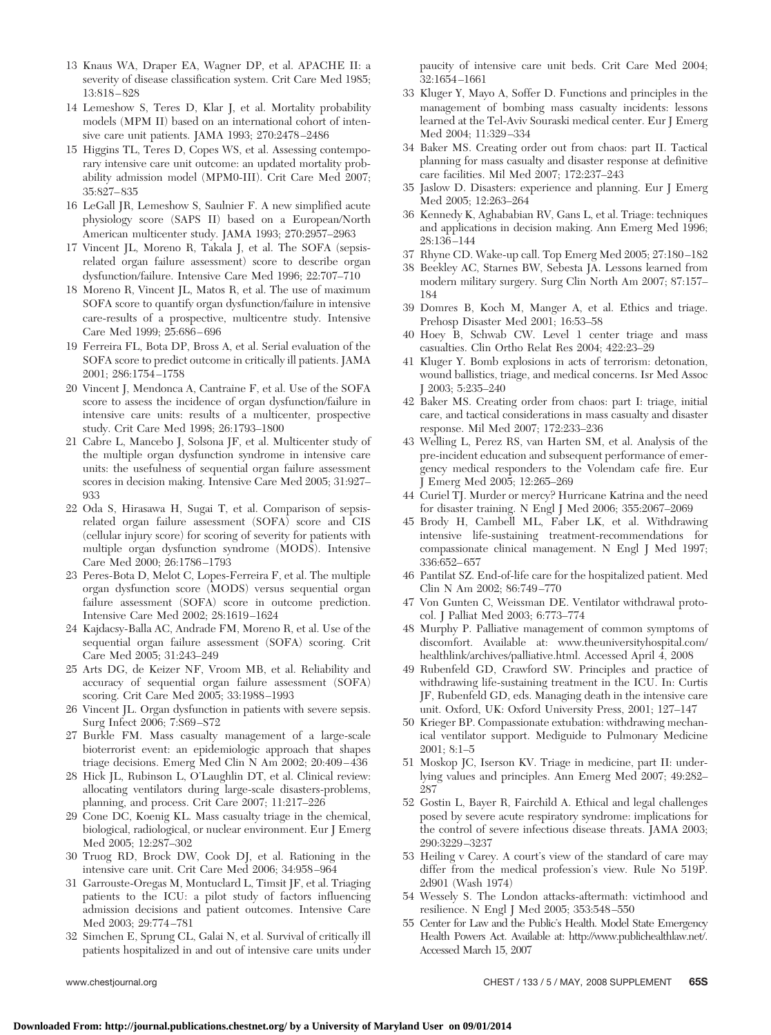- 13 Knaus WA, Draper EA, Wagner DP, et al. APACHE II: a severity of disease classification system. Crit Care Med 1985; 13:818 – 828
- 14 Lemeshow S, Teres D, Klar J, et al. Mortality probability models (MPM II) based on an international cohort of intensive care unit patients. JAMA 1993; 270:2478 –2486
- 15 Higgins TL, Teres D, Copes WS, et al. Assessing contemporary intensive care unit outcome: an updated mortality probability admission model (MPM0-III). Crit Care Med 2007; 35:827– 835
- 16 LeGall JR, Lemeshow S, Saulnier F. A new simplified acute physiology score (SAPS II) based on a European/North American multicenter study. JAMA 1993; 270:2957–2963
- 17 Vincent JL, Moreno R, Takala J, et al. The SOFA (sepsisrelated organ failure assessment) score to describe organ dysfunction/failure. Intensive Care Med 1996; 22:707–710
- 18 Moreno R, Vincent JL, Matos R, et al. The use of maximum SOFA score to quantify organ dysfunction/failure in intensive care-results of a prospective, multicentre study. Intensive Care Med 1999; 25:686 – 696
- 19 Ferreira FL, Bota DP, Bross A, et al. Serial evaluation of the SOFA score to predict outcome in critically ill patients. JAMA 2001; 286:1754 –1758
- 20 Vincent J, Mendonca A, Cantraine F, et al. Use of the SOFA score to assess the incidence of organ dysfunction/failure in intensive care units: results of a multicenter, prospective study. Crit Care Med 1998; 26:1793–1800
- 21 Cabre L, Mancebo J, Solsona JF, et al. Multicenter study of the multiple organ dysfunction syndrome in intensive care units: the usefulness of sequential organ failure assessment scores in decision making. Intensive Care Med 2005; 31:927– 933
- 22 Oda S, Hirasawa H, Sugai T, et al. Comparison of sepsisrelated organ failure assessment (SOFA) score and CIS (cellular injury score) for scoring of severity for patients with multiple organ dysfunction syndrome (MODS). Intensive Care Med 2000; 26:1786 –1793
- 23 Peres-Bota D, Melot C, Lopes-Ferreira F, et al. The multiple organ dysfunction score (MODS) versus sequential organ failure assessment (SOFA) score in outcome prediction. Intensive Care Med 2002; 28:1619 –1624
- 24 Kajdacsy-Balla AC, Andrade FM, Moreno R, et al. Use of the sequential organ failure assessment (SOFA) scoring. Crit Care Med 2005; 31:243–249
- 25 Arts DG, de Keizer NF, Vroom MB, et al. Reliability and accuracy of sequential organ failure assessment (SOFA) scoring. Crit Care Med 2005; 33:1988 –1993
- 26 Vincent JL. Organ dysfunction in patients with severe sepsis. Surg Infect 2006; 7:S69 –S72
- 27 Burkle FM. Mass casualty management of a large-scale bioterrorist event: an epidemiologic approach that shapes triage decisions. Emerg Med Clin N Am 2002; 20:409 – 436
- 28 Hick JL, Rubinson L, O'Laughlin DT, et al. Clinical review: allocating ventilators during large-scale disasters-problems, planning, and process. Crit Care 2007; 11:217–226
- 29 Cone DC, Koenig KL. Mass casualty triage in the chemical, biological, radiological, or nuclear environment. Eur J Emerg Med 2005; 12:287–302
- 30 Truog RD, Brock DW, Cook DJ, et al. Rationing in the intensive care unit. Crit Care Med 2006; 34:958 –964
- 31 Garrouste-Oregas M, Montuclard L, Timsit JF, et al. Triaging patients to the ICU: a pilot study of factors influencing admission decisions and patient outcomes. Intensive Care Med 2003; 29:774 –781
- 32 Simchen E, Sprung CL, Galai N, et al. Survival of critically ill patients hospitalized in and out of intensive care units under

paucity of intensive care unit beds. Crit Care Med 2004; 32:1654 –1661

- 33 Kluger Y, Mayo A, Soffer D. Functions and principles in the management of bombing mass casualty incidents: lessons learned at the Tel-Aviv Souraski medical center. Eur J Emerg Med 2004; 11:329 –334
- 34 Baker MS. Creating order out from chaos: part II. Tactical planning for mass casualty and disaster response at definitive care facilities. Mil Med 2007; 172:237–243
- 35 Jaslow D. Disasters: experience and planning. Eur J Emerg Med 2005; 12:263–264
- 36 Kennedy K, Aghababian RV, Gans L, et al. Triage: techniques and applications in decision making. Ann Emerg Med 1996; 28:136 –144
- 37 Rhyne CD. Wake-up call. Top Emerg Med 2005; 27:180 –182
- 38 Beekley AC, Starnes BW, Sebesta JA. Lessons learned from modern military surgery. Surg Clin North Am 2007; 87:157– 184
- 39 Domres B, Koch M, Manger A, et al. Ethics and triage. Prehosp Disaster Med 2001; 16:53–58
- 40 Hoey B, Schwab CW. Level 1 center triage and mass casualties. Clin Ortho Relat Res 2004; 422:23–29
- 41 Kluger Y. Bomb explosions in acts of terrorism: detonation, wound ballistics, triage, and medical concerns. Isr Med Assoc J 2003; 5:235–240
- 42 Baker MS. Creating order from chaos: part I: triage, initial care, and tactical considerations in mass casualty and disaster response. Mil Med 2007; 172:233–236
- 43 Welling L, Perez RS, van Harten SM, et al. Analysis of the pre-incident education and subsequent performance of emergency medical responders to the Volendam cafe fire. Eur J Emerg Med 2005; 12:265–269
- 44 Curiel TJ. Murder or mercy? Hurricane Katrina and the need for disaster training. N Engl J Med 2006; 355:2067–2069
- 45 Brody H, Cambell ML, Faber LK, et al. Withdrawing intensive life-sustaining treatment-recommendations for compassionate clinical management. N Engl J Med 1997; 336:652– 657
- 46 Pantilat SZ. End-of-life care for the hospitalized patient. Med Clin N Am 2002; 86:749 –770
- 47 Von Gunten C, Weissman DE. Ventilator withdrawal protocol. J Palliat Med 2003; 6:773–774
- 48 Murphy P. Palliative management of common symptoms of discomfort. Available at: www.theuniversityhospital.com/ healthlink/archives/palliative.html. Accessed April 4, 2008
- 49 Rubenfeld GD, Crawford SW. Principles and practice of withdrawing life-sustaining treatment in the ICU. In: Curtis JF, Rubenfeld GD, eds. Managing death in the intensive care unit. Oxford, UK: Oxford University Press, 2001; 127–147
- 50 Krieger BP. Compassionate extubation: withdrawing mechanical ventilator support. Mediguide to Pulmonary Medicine 2001; 8:1–5
- 51 Moskop JC, Iserson KV. Triage in medicine, part II: underlying values and principles. Ann Emerg Med 2007; 49:282– 287
- 52 Gostin L, Bayer R, Fairchild A. Ethical and legal challenges posed by severe acute respiratory syndrome: implications for the control of severe infectious disease threats. JAMA 2003; 290:3229 –3237
- 53 Heiling v Carey. A court's view of the standard of care may differ from the medical profession's view. Rule No 519P. 2d901 (Wash 1974)
- 54 Wessely S. The London attacks-aftermath: victimhood and resilience. N Engl J Med 2005; 353:548 –550
- 55 Center for Law and the Public's Health. Model State Emergency Health Powers Act. Available at: http://www.publichealthlaw.net/. Accessed March 15, 2007